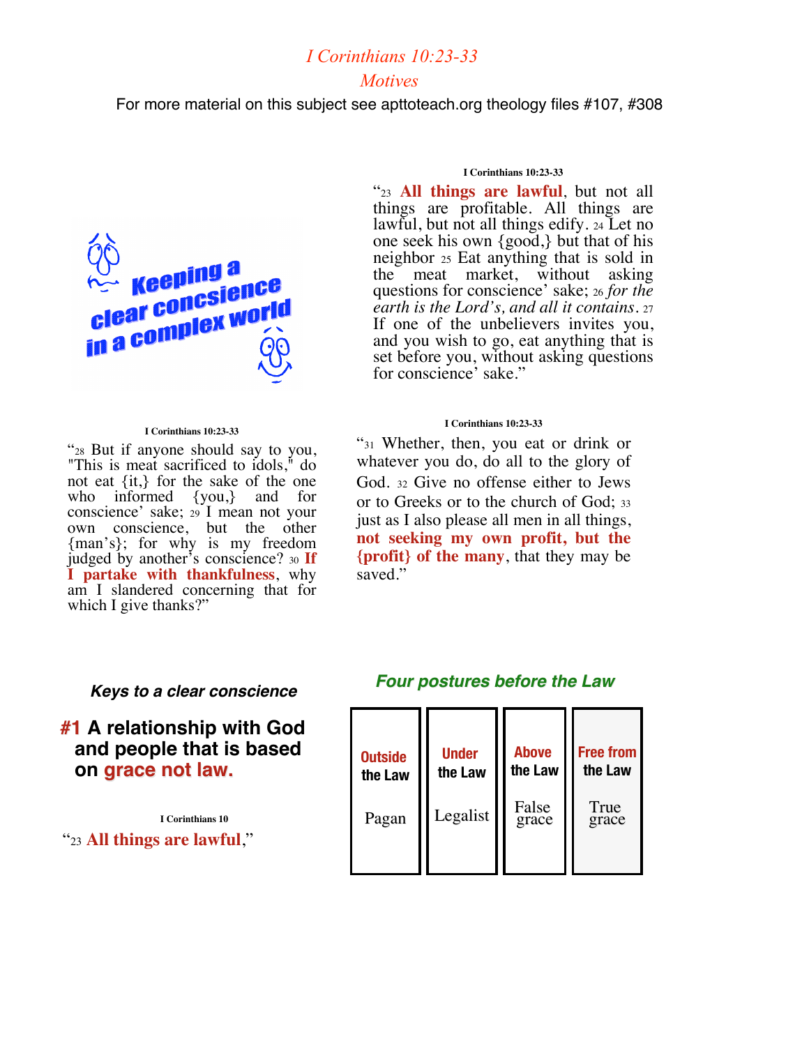# *I Corinthians 10:23-33*

## *Motives*

For more material on this subject see apttoteach.org theology files #107, #308

Keeping a clear concsience in a complex world

**I Corinthians 10:23-33**

"23 **All things are lawful**, but not all things are profitable. All things are lawful, but not all things edify. 24 Let no one seek his own {good,} but that of his neighbor 25 Eat anything that is sold in the meat market, without asking questions for conscience' sake; 26 *for the earth is the Lord's, and all it contains*. 27 If one of the unbelievers invites you, and you wish to go, eat anything that is set before you, without asking questions for conscience' sake."

**I Corinthians 10:23-33**

"28 But if anyone should say to you, "This is meat sacrificed to idols," do not eat {it,} for the sake of the one who informed {you,} and for conscience' sake; 29 I mean not your own conscience, but the other {man's}; for why is my freedom judged by another's conscience? 30 **If I partake with thankfulness**, why am I slandered concerning that for which I give thanks?"

**I Corinthians 10:23-33**

"31 Whether, then, you eat or drink or whatever you do, do all to the glory of God. 32 Give no offense either to Jews or to Greeks or to the church of God; 33 just as I also please all men in all things, **not seeking my own profit, but the {profit} of the many**, that they may be saved."

### *Keys to a clear conscience*

**#1 A relationship with God and people that is based on grace not law.**

**I Corinthians 10**

"23 **All things are lawful**,"

### *Four postures before the Law*

| Outside the Law | Under the Law | Above the Law | Free from the Law |
|---|---|---|---|
| Pagan | Legalist | False grace | True grace |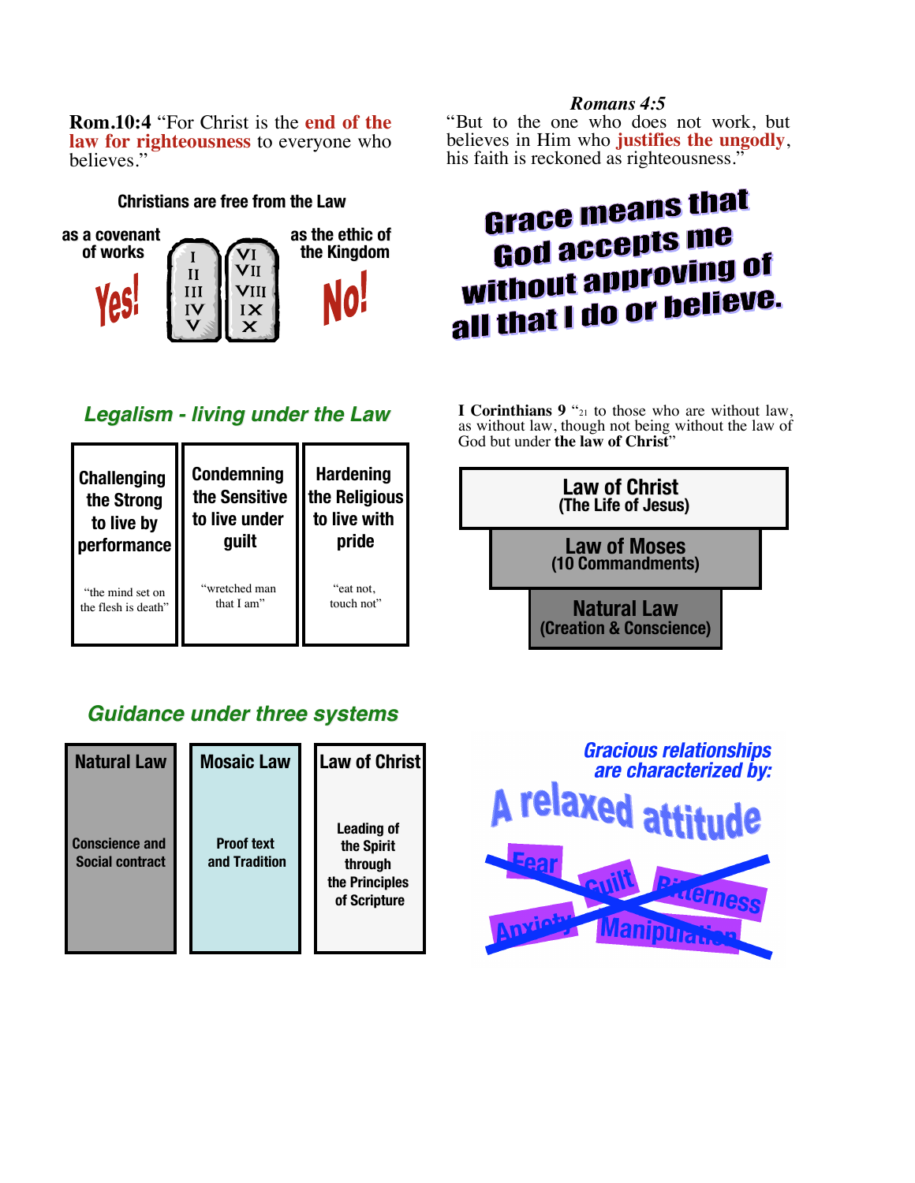**Rom.10:4** "For Christ is the **end of the law for righteousness** to everyone who believes."

***Romans 4:5***
"But to the one who does not work, but believes in Him who **justifies the ungodly**, his faith is reckoned as righteousness."

**Christians are free from the Law**

| as a covenant of works | | as the ethic of the Kingdom |
|---|---|---|
| Yes! | I II III IV V / VI VII VIII IX X | No! |

**Grace means that God accepts me without approving of all that I do or believe.**

## *Legalism - living under the Law*

| Challenging the Strong to live by performance | Condemning the Sensitive to live under guilt | Hardening the Religious to live with pride |
|---|---|---|
| "the mind set on the flesh is death" | "wretched man that I am" | "eat not, touch not" |

**I Corinthians 9** "[21] to those who are without law, as without law, though not being without the law of God but under **the law of Christ**"

| |
|---|
| **Law of Christ** (The Life of Jesus) |
| **Law of Moses** (10 Commandments) |
| **Natural Law** (Creation & Conscience) |

## *Guidance under three systems*

| Natural Law | Mosaic Law | Law of Christ |
|---|---|---|
| Conscience and Social contract | Proof text and Tradition | Leading of the Spirit through the Principles of Scripture |

*Gracious relationships are characterized by:*

**A relaxed attitude**

~~Fear~~ ~~Guilt~~ ~~Bitterness~~ ~~Anxiety~~ ~~Manipulation~~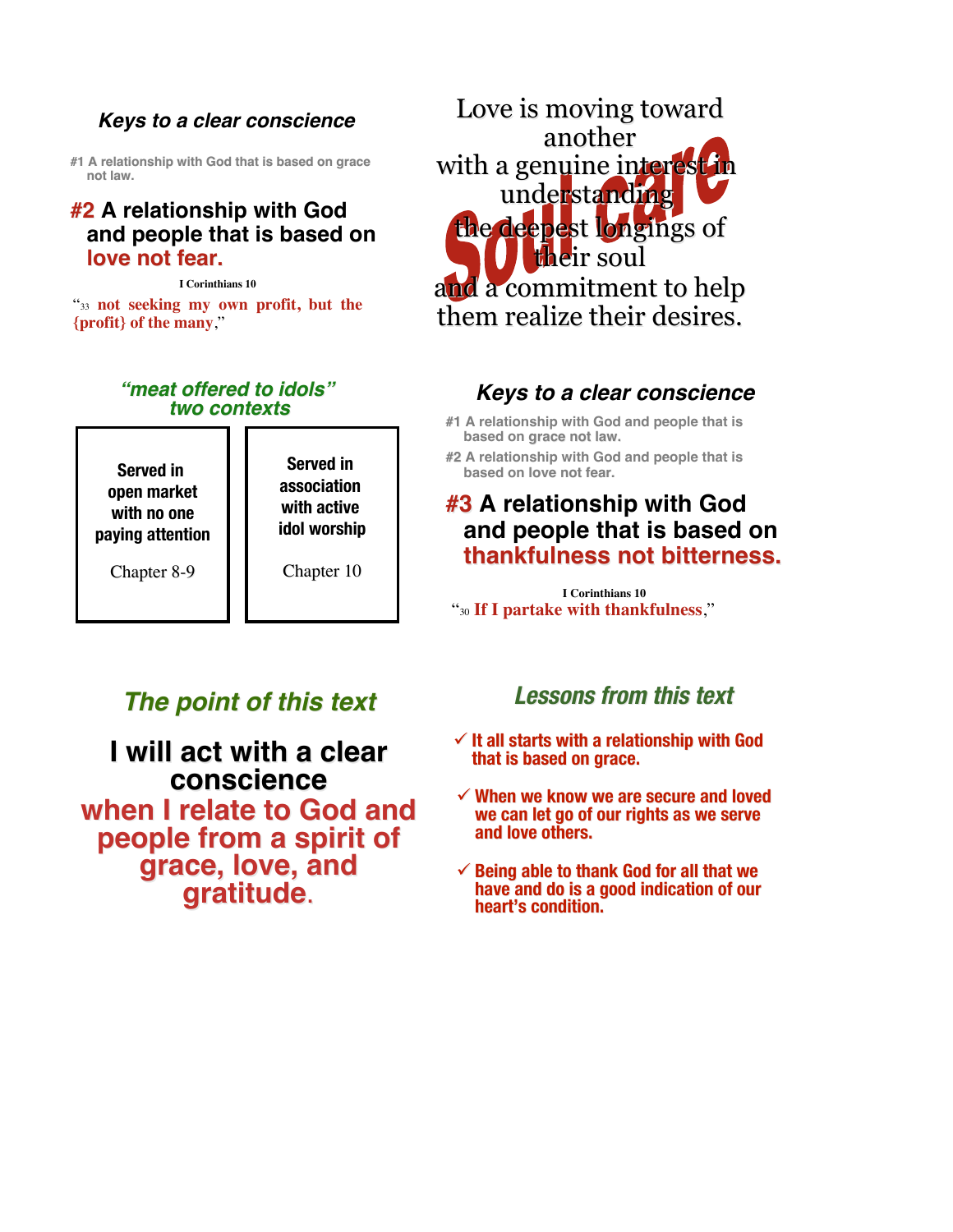### *Keys to a clear conscience*

#1 A relationship with God that is based on grace not law.

**#2 A relationship with God and people that is based on love not fear.**

I Corinthians 10

"33 **not seeking my own profit, but the {profit} of the many**,"

Love is moving toward another with a genuine interest in understanding the deepest longings of their soul and a commitment to help them realize their desires.

**Soul care**

### *"meat offered to idols" two contexts*

| | |
|---|---|
| **Served in open market with no one paying attention**<br><br>Chapter 8-9 | **Served in association with active idol worship**<br><br>Chapter 10 |

### *Keys to a clear conscience*

#1 A relationship with God and people that is based on grace not law.

#2 A relationship with God and people that is based on love not fear.

**#3 A relationship with God and people that is based on thankfulness not bitterness.**

I Corinthians 10

"30 **If I partake with thankfulness**,"

### *The point of this text*

**I will act with a clear conscience when I relate to God and people from a spirit of grace, love, and gratitude.**

### *Lessons from this text*

- ✓ It all starts with a relationship with God that is based on grace.
- ✓ When we know we are secure and loved we can let go of our rights as we serve and love others.
- ✓ Being able to thank God for all that we have and do is a good indication of our heart's condition.